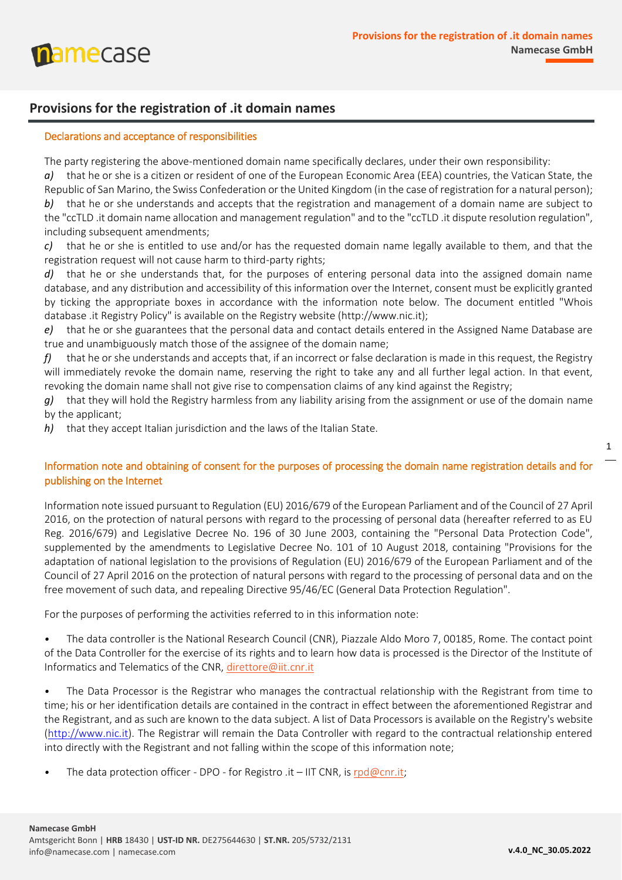# Provisions for the registration of .it domain names

## Declarations and acceptance of responsibilities

The party registering the above-mentioned domain name specifically declares, under their own responsibility:

*a)* that he or she is a citizen or resident of one of the European Economic Area (EEA) countries, the Vatican State, the Republic of San Marino, the Swiss Confederation or the United Kingdom (in the case of registration for a natural person);

*b)* that he or she understands and accepts that the registration and management of a domain name are subject to the "ccTLD .it domain name allocation and management regulation" and to the "ccTLD .it dispute resolution regulation", including subsequent amendments;

*c)* that he or she is entitled to use and/or has the requested domain name legally available to them, and that the registration request will not cause harm to third-party rights;

*d)* that he or she understands that, for the purposes of entering personal data into the assigned domain name database, and any distribution and accessibility of this information over the Internet, consent must be explicitly granted by ticking the appropriate boxes in accordance with the information note below. The document entitled "Whois database .it Registry Policy" is available on the Registry website (http://www.nic.it);

*e)* that he or she guarantees that the personal data and contact details entered in the Assigned Name Database are true and unambiguously match those of the assignee of the domain name;

*f)* that he or she understands and accepts that, if an incorrect or false declaration is made in this request, the Registry will immediately revoke the domain name, reserving the right to take any and all further legal action. In that event, revoking the domain name shall not give rise to compensation claims of any kind against the Registry;

*g)* that they will hold the Registry harmless from any liability arising from the assignment or use of the domain name by the applicant;

*h)* that they accept Italian jurisdiction and the laws of the Italian State.

## Information note and obtaining of consent for the purposes of processing the domain name registration details and for publishing on the Internet

Information note issued pursuant to Regulation (EU) 2016/679 of the European Parliament and of the Council of 27 April 2016, on the protection of natural persons with regard to the processing of personal data (hereafter referred to as EU Reg. 2016/679) and Legislative Decree No. 196 of 30 June 2003, containing the "Personal Data Protection Code", supplemented by the amendments to Legislative Decree No. 101 of 10 August 2018, containing "Provisions for the adaptation of national legislation to the provisions of Regulation (EU) 2016/679 of the European Parliament and of the Council of 27 April 2016 on the protection of natural persons with regard to the processing of personal data and on the free movement of such data, and repealing Directive 95/46/EC (General Data Protection Regulation".

For the purposes of performing the activities referred to in this information note:

- The data controller is the National Research Council (CNR), Piazzale Aldo Moro 7, 00185, Rome. The contact point of the Data Controller for the exercise of its rights and to learn how data is processed is the Director of the Institute of Informatics and Telematics of the CNR, direttore@iit.cnr.it

- The Data Processor is the Registrar who manages the contractual relationship with the Registrant from time to time; his or her identification details are contained in the contract in effect between the aforementioned Registrar and the Registrant, and as such are known to the data subject. A list of Data Processors is available on the Registry's website (http://www.nic.it). The Registrar will remain the Data Controller with regard to the contractual relationship entered into directly with the Registrant and not falling within the scope of this information note;

- The data protection officer - DPO - for Registro .it – IIT CNR, is rpd@cnr.it;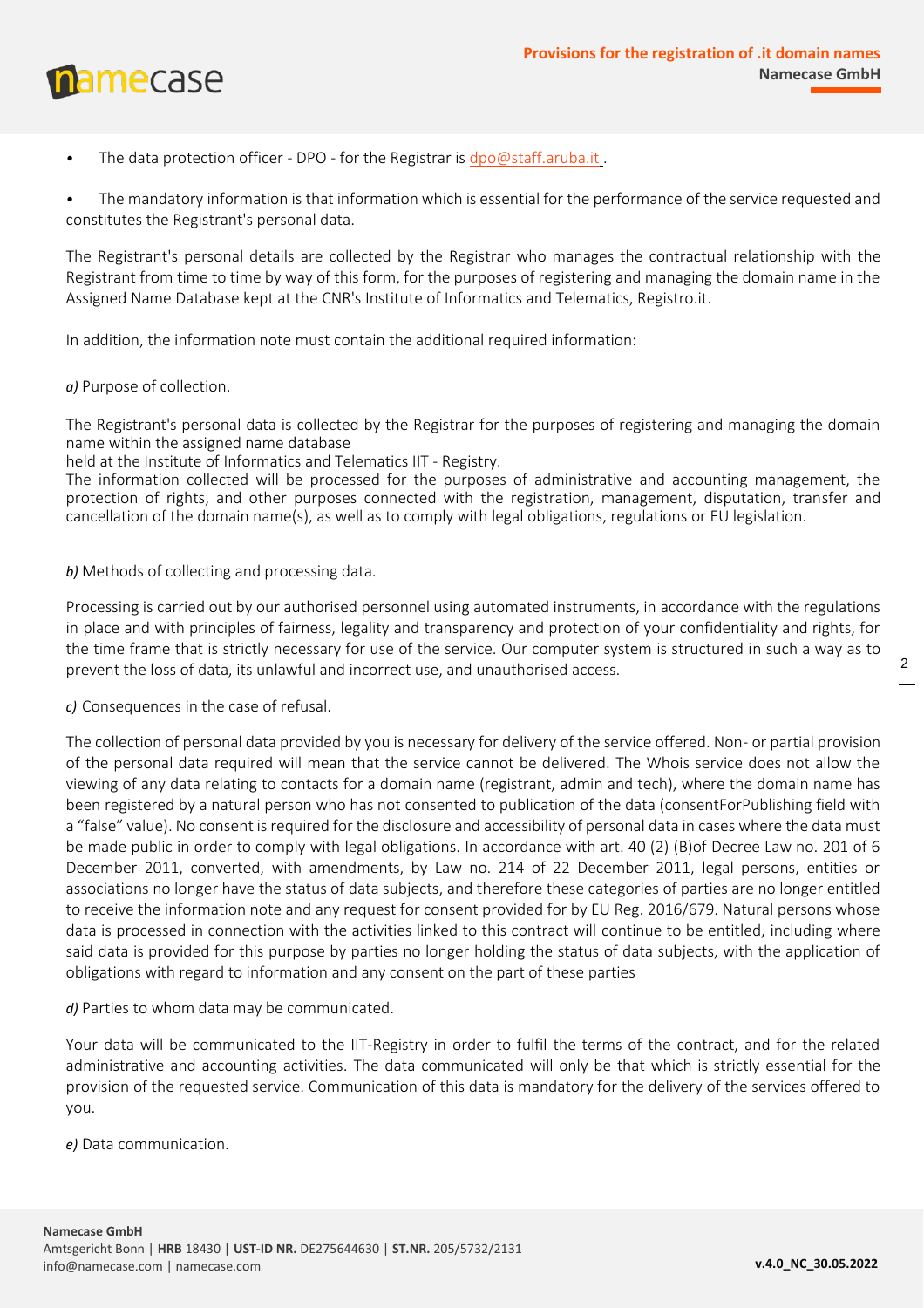- The data protection officer - DPO - for the Registrar is dpo@staff.aruba.it .

- The mandatory information is that information which is essential for the performance of the service requested and constitutes the Registrant's personal data.

The Registrant's personal details are collected by the Registrar who manages the contractual relationship with the Registrant from time to time by way of this form, for the purposes of registering and managing the domain name in the Assigned Name Database kept at the CNR's Institute of Informatics and Telematics, Registro.it.

In addition, the information note must contain the additional required information:

*a)* Purpose of collection.

The Registrant's personal data is collected by the Registrar for the purposes of registering and managing the domain name within the assigned name database
held at the Institute of Informatics and Telematics IIT - Registry.
The information collected will be processed for the purposes of administrative and accounting management, the protection of rights, and other purposes connected with the registration, management, disputation, transfer and cancellation of the domain name(s), as well as to comply with legal obligations, regulations or EU legislation.

*b)* Methods of collecting and processing data.

Processing is carried out by our authorised personnel using automated instruments, in accordance with the regulations in place and with principles of fairness, legality and transparency and protection of your confidentiality and rights, for the time frame that is strictly necessary for use of the service. Our computer system is structured in such a way as to prevent the loss of data, its unlawful and incorrect use, and unauthorised access.

*c)* Consequences in the case of refusal.

The collection of personal data provided by you is necessary for delivery of the service offered. Non- or partial provision of the personal data required will mean that the service cannot be delivered. The Whois service does not allow the viewing of any data relating to contacts for a domain name (registrant, admin and tech), where the domain name has been registered by a natural person who has not consented to publication of the data (consentForPublishing field with a "false" value). No consent is required for the disclosure and accessibility of personal data in cases where the data must be made public in order to comply with legal obligations. In accordance with art. 40 (2) (B)of Decree Law no. 201 of 6 December 2011, converted, with amendments, by Law no. 214 of 22 December 2011, legal persons, entities or associations no longer have the status of data subjects, and therefore these categories of parties are no longer entitled to receive the information note and any request for consent provided for by EU Reg. 2016/679. Natural persons whose data is processed in connection with the activities linked to this contract will continue to be entitled, including where said data is provided for this purpose by parties no longer holding the status of data subjects, with the application of obligations with regard to information and any consent on the part of these parties

*d)* Parties to whom data may be communicated.

Your data will be communicated to the IIT-Registry in order to fulfil the terms of the contract, and for the related administrative and accounting activities. The data communicated will only be that which is strictly essential for the provision of the requested service. Communication of this data is mandatory for the delivery of the services offered to you.

*e)* Data communication.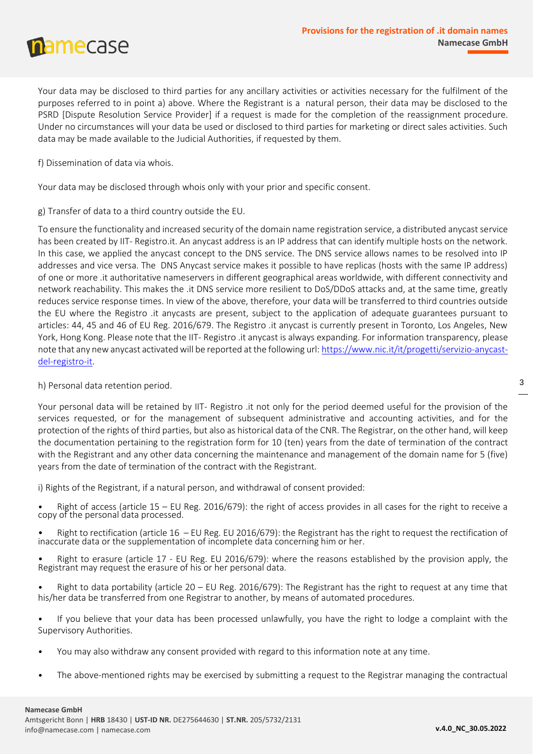Your data may be disclosed to third parties for any ancillary activities or activities necessary for the fulfilment of the purposes referred to in point a) above. Where the Registrant is a natural person, their data may be disclosed to the PSRD [Dispute Resolution Service Provider] if a request is made for the completion of the reassignment procedure. Under no circumstances will your data be used or disclosed to third parties for marketing or direct sales activities. Such data may be made available to the Judicial Authorities, if requested by them.

f) Dissemination of data via whois.

Your data may be disclosed through whois only with your prior and specific consent.

g) Transfer of data to a third country outside the EU.

To ensure the functionality and increased security of the domain name registration service, a distributed anycast service has been created by IIT- Registro.it. An anycast address is an IP address that can identify multiple hosts on the network. In this case, we applied the anycast concept to the DNS service. The DNS service allows names to be resolved into IP addresses and vice versa. The DNS Anycast service makes it possible to have replicas (hosts with the same IP address) of one or more .it authoritative nameservers in different geographical areas worldwide, with different connectivity and network reachability. This makes the .it DNS service more resilient to DoS/DDoS attacks and, at the same time, greatly reduces service response times. In view of the above, therefore, your data will be transferred to third countries outside the EU where the Registro .it anycasts are present, subject to the application of adequate guarantees pursuant to articles: 44, 45 and 46 of EU Reg. 2016/679. The Registro .it anycast is currently present in Toronto, Los Angeles, New York, Hong Kong. Please note that the IIT- Registro .it anycast is always expanding. For information transparency, please note that any new anycast activated will be reported at the following url: [https://www.nic.it/it/progetti/servizio-anycast-del-registro-it](https://www.nic.it/it/progetti/servizio-anycast-del-registro-it).

h) Personal data retention period.

Your personal data will be retained by IIT- Registro .it not only for the period deemed useful for the provision of the services requested, or for the management of subsequent administrative and accounting activities, and for the protection of the rights of third parties, but also as historical data of the CNR. The Registrar, on the other hand, will keep the documentation pertaining to the registration form for 10 (ten) years from the date of termination of the contract with the Registrant and any other data concerning the maintenance and management of the domain name for 5 (five) years from the date of termination of the contract with the Registrant.

i) Rights of the Registrant, if a natural person, and withdrawal of consent provided:

- Right of access (article 15 – EU Reg. 2016/679): the right of access provides in all cases for the right to receive a copy of the personal data processed.
- Right to rectification (article 16 – EU Reg. EU 2016/679): the Registrant has the right to request the rectification of inaccurate data or the supplementation of incomplete data concerning him or her.
- Right to erasure (article 17 - EU Reg. EU 2016/679): where the reasons established by the provision apply, the Registrant may request the erasure of his or her personal data.
- Right to data portability (article 20 – EU Reg. 2016/679): The Registrant has the right to request at any time that his/her data be transferred from one Registrar to another, by means of automated procedures.
- If you believe that your data has been processed unlawfully, you have the right to lodge a complaint with the Supervisory Authorities.
- You may also withdraw any consent provided with regard to this information note at any time.
- The above-mentioned rights may be exercised by submitting a request to the Registrar managing the contractual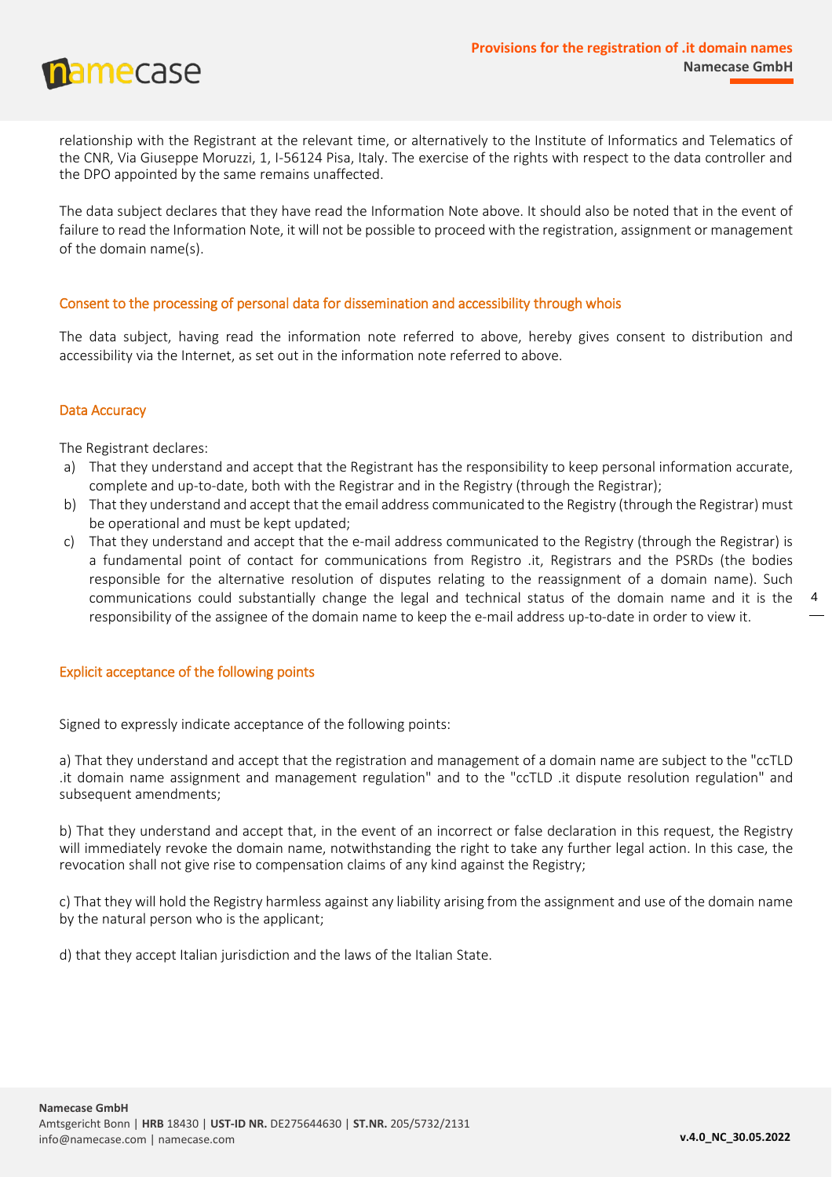relationship with the Registrant at the relevant time, or alternatively to the Institute of Informatics and Telematics of the CNR, Via Giuseppe Moruzzi, 1, I-56124 Pisa, Italy. The exercise of the rights with respect to the data controller and the DPO appointed by the same remains unaffected.

The data subject declares that they have read the Information Note above. It should also be noted that in the event of failure to read the Information Note, it will not be possible to proceed with the registration, assignment or management of the domain name(s).

## Consent to the processing of personal data for dissemination and accessibility through whois

The data subject, having read the information note referred to above, hereby gives consent to distribution and accessibility via the Internet, as set out in the information note referred to above.

## Data Accuracy

The Registrant declares:

a) That they understand and accept that the Registrant has the responsibility to keep personal information accurate, complete and up-to-date, both with the Registrar and in the Registry (through the Registrar);
b) That they understand and accept that the email address communicated to the Registry (through the Registrar) must be operational and must be kept updated;
c) That they understand and accept that the e-mail address communicated to the Registry (through the Registrar) is a fundamental point of contact for communications from Registro .it, Registrars and the PSRDs (the bodies responsible for the alternative resolution of disputes relating to the reassignment of a domain name). Such communications could substantially change the legal and technical status of the domain name and it is the responsibility of the assignee of the domain name to keep the e-mail address up-to-date in order to view it.

## Explicit acceptance of the following points

Signed to expressly indicate acceptance of the following points:

a) That they understand and accept that the registration and management of a domain name are subject to the "ccTLD .it domain name assignment and management regulation" and to the "ccTLD .it dispute resolution regulation" and subsequent amendments;

b) That they understand and accept that, in the event of an incorrect or false declaration in this request, the Registry will immediately revoke the domain name, notwithstanding the right to take any further legal action. In this case, the revocation shall not give rise to compensation claims of any kind against the Registry;

c) That they will hold the Registry harmless against any liability arising from the assignment and use of the domain name by the natural person who is the applicant;

d) that they accept Italian jurisdiction and the laws of the Italian State.